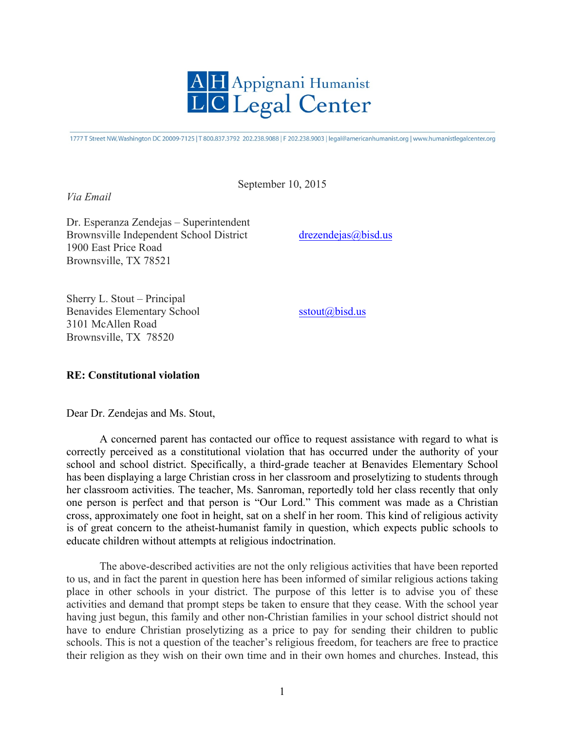# Appignani Humanist Legal Center

1777 T Street NW, Washington DC 20009-7125 | T 800.837.3792 202.238.9088 | F 202.238.9003 | legal@americanhumanist.org | www.humanistlegalcenter.org

September 10, 2015

*Via Email*

Dr. Esperanza Zendejas – Superintendent
Brownsville Independent School District
1900 East Price Road
Brownsville, TX 78521

drezendejas@bisd.us

Sherry L. Stout – Principal
Benavides Elementary School
3101 McAllen Road
Brownsville, TX 78520

sstout@bisd.us

**RE: Constitutional violation**

Dear Dr. Zendejas and Ms. Stout,

A concerned parent has contacted our office to request assistance with regard to what is correctly perceived as a constitutional violation that has occurred under the authority of your school and school district. Specifically, a third-grade teacher at Benavides Elementary School has been displaying a large Christian cross in her classroom and proselytizing to students through her classroom activities. The teacher, Ms. Sanroman, reportedly told her class recently that only one person is perfect and that person is "Our Lord." This comment was made as a Christian cross, approximately one foot in height, sat on a shelf in her room. This kind of religious activity is of great concern to the atheist-humanist family in question, which expects public schools to educate children without attempts at religious indoctrination.

The above-described activities are not the only religious activities that have been reported to us, and in fact the parent in question here has been informed of similar religious actions taking place in other schools in your district. The purpose of this letter is to advise you of these activities and demand that prompt steps be taken to ensure that they cease. With the school year having just begun, this family and other non-Christian families in your school district should not have to endure Christian proselytizing as a price to pay for sending their children to public schools. This is not a question of the teacher's religious freedom, for teachers are free to practice their religion as they wish on their own time and in their own homes and churches. Instead, this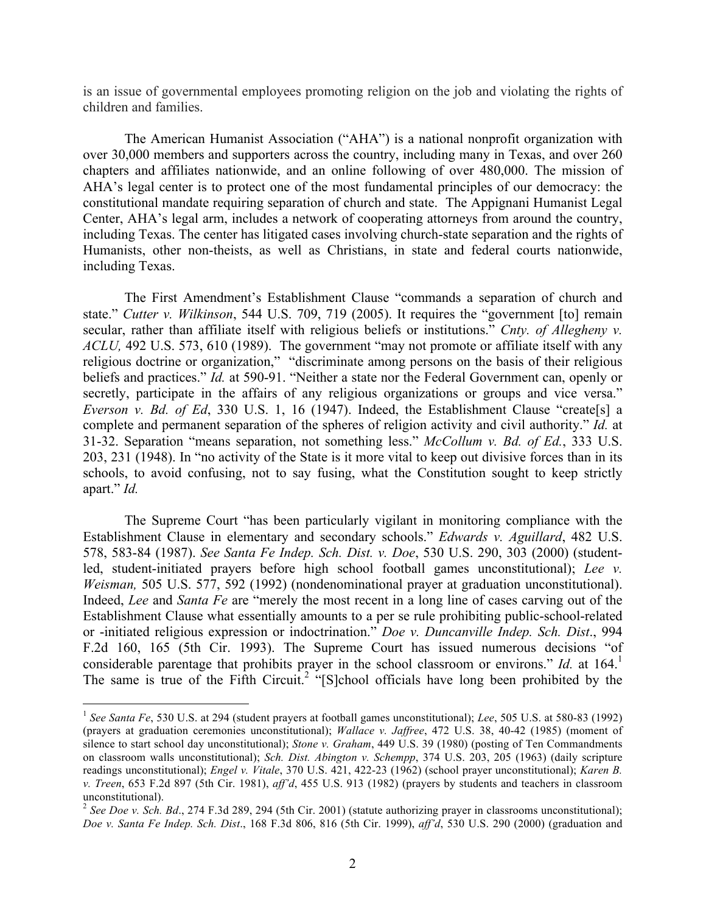is an issue of governmental employees promoting religion on the job and violating the rights of children and families.

The American Humanist Association ("AHA") is a national nonprofit organization with over 30,000 members and supporters across the country, including many in Texas, and over 260 chapters and affiliates nationwide, and an online following of over 480,000. The mission of AHA's legal center is to protect one of the most fundamental principles of our democracy: the constitutional mandate requiring separation of church and state. The Appignani Humanist Legal Center, AHA's legal arm, includes a network of cooperating attorneys from around the country, including Texas. The center has litigated cases involving church-state separation and the rights of Humanists, other non-theists, as well as Christians, in state and federal courts nationwide, including Texas.

The First Amendment's Establishment Clause "commands a separation of church and state." *Cutter v. Wilkinson*, 544 U.S. 709, 719 (2005). It requires the "government [to] remain secular, rather than affiliate itself with religious beliefs or institutions." *Cnty. of Allegheny v. ACLU,* 492 U.S. 573, 610 (1989). The government "may not promote or affiliate itself with any religious doctrine or organization," "discriminate among persons on the basis of their religious beliefs and practices." *Id.* at 590-91. "Neither a state nor the Federal Government can, openly or secretly, participate in the affairs of any religious organizations or groups and vice versa." *Everson v. Bd. of Ed*, 330 U.S. 1, 16 (1947). Indeed, the Establishment Clause "create[s] a complete and permanent separation of the spheres of religion activity and civil authority." *Id.* at 31-32. Separation "means separation, not something less." *McCollum v. Bd. of Ed.*, 333 U.S. 203, 231 (1948). In "no activity of the State is it more vital to keep out divisive forces than in its schools, to avoid confusing, not to say fusing, what the Constitution sought to keep strictly apart." *Id.*

The Supreme Court "has been particularly vigilant in monitoring compliance with the Establishment Clause in elementary and secondary schools." *Edwards v. Aguillard*, 482 U.S. 578, 583-84 (1987). *See Santa Fe Indep. Sch. Dist. v. Doe*, 530 U.S. 290, 303 (2000) (student-led, student-initiated prayers before high school football games unconstitutional); *Lee v. Weisman,* 505 U.S. 577, 592 (1992) (nondenominational prayer at graduation unconstitutional). Indeed, *Lee* and *Santa Fe* are "merely the most recent in a long line of cases carving out of the Establishment Clause what essentially amounts to a per se rule prohibiting public-school-related or -initiated religious expression or indoctrination." *Doe v. Duncanville Indep. Sch. Dist*., 994 F.2d 160, 165 (5th Cir. 1993). The Supreme Court has issued numerous decisions "of considerable parentage that prohibits prayer in the school classroom or environs." *Id.* at 164.[1] The same is true of the Fifth Circuit.[2] "[S]chool officials have long been prohibited by the

---

[1] *See Santa Fe*, 530 U.S. at 294 (student prayers at football games unconstitutional); *Lee*, 505 U.S. at 580-83 (1992) (prayers at graduation ceremonies unconstitutional); *Wallace v. Jaffree*, 472 U.S. 38, 40-42 (1985) (moment of silence to start school day unconstitutional); *Stone v. Graham*, 449 U.S. 39 (1980) (posting of Ten Commandments on classroom walls unconstitutional); *Sch. Dist. Abington v. Schempp*, 374 U.S. 203, 205 (1963) (daily scripture readings unconstitutional); *Engel v. Vitale*, 370 U.S. 421, 422-23 (1962) (school prayer unconstitutional); *Karen B. v. Treen*, 653 F.2d 897 (5th Cir. 1981), *aff'd*, 455 U.S. 913 (1982) (prayers by students and teachers in classroom unconstitutional).

[2] *See Doe v. Sch. Bd*., 274 F.3d 289, 294 (5th Cir. 2001) (statute authorizing prayer in classrooms unconstitutional); *Doe v. Santa Fe Indep. Sch. Dist*., 168 F.3d 806, 816 (5th Cir. 1999), *aff'd*, 530 U.S. 290 (2000) (graduation and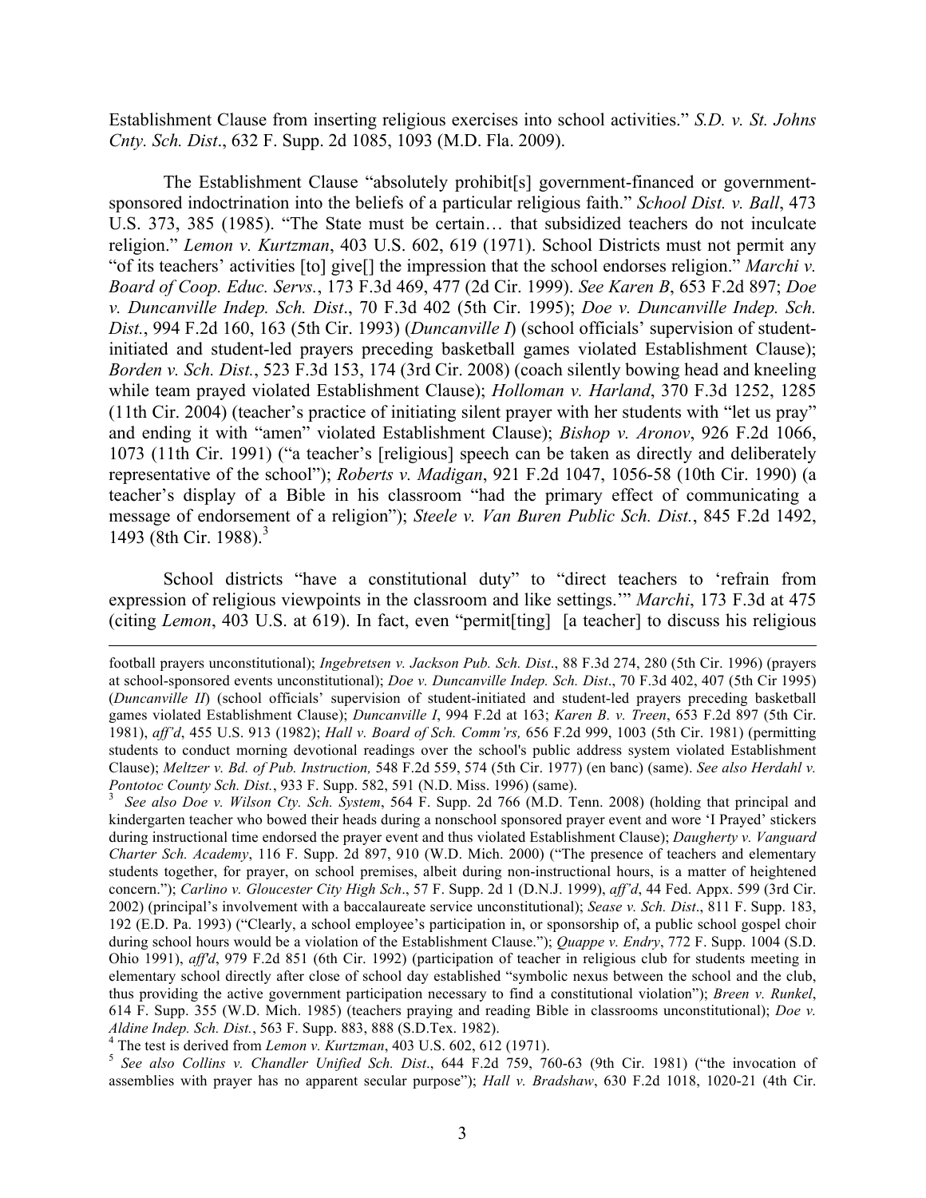Establishment Clause from inserting religious exercises into school activities." *S.D. v. St. Johns Cnty. Sch. Dist*., 632 F. Supp. 2d 1085, 1093 (M.D. Fla. 2009).

The Establishment Clause "absolutely prohibit[s] government-financed or government-sponsored indoctrination into the beliefs of a particular religious faith." *School Dist. v. Ball*, 473 U.S. 373, 385 (1985). "The State must be certain… that subsidized teachers do not inculcate religion." *Lemon v. Kurtzman*, 403 U.S. 602, 619 (1971). School Districts must not permit any "of its teachers' activities [to] give[] the impression that the school endorses religion." *Marchi v. Board of Coop. Educ. Servs.*, 173 F.3d 469, 477 (2d Cir. 1999). *See Karen B*, 653 F.2d 897; *Doe v. Duncanville Indep. Sch. Dist*., 70 F.3d 402 (5th Cir. 1995); *Doe v. Duncanville Indep. Sch. Dist.*, 994 F.2d 160, 163 (5th Cir. 1993) (*Duncanville I*) (school officials' supervision of student-initiated and student-led prayers preceding basketball games violated Establishment Clause); *Borden v. Sch. Dist.*, 523 F.3d 153, 174 (3rd Cir. 2008) (coach silently bowing head and kneeling while team prayed violated Establishment Clause); *Holloman v. Harland*, 370 F.3d 1252, 1285 (11th Cir. 2004) (teacher's practice of initiating silent prayer with her students with "let us pray" and ending it with "amen" violated Establishment Clause); *Bishop v. Aronov*, 926 F.2d 1066, 1073 (11th Cir. 1991) ("a teacher's [religious] speech can be taken as directly and deliberately representative of the school"); *Roberts v. Madigan*, 921 F.2d 1047, 1056-58 (10th Cir. 1990) (a teacher's display of a Bible in his classroom "had the primary effect of communicating a message of endorsement of a religion"); *Steele v. Van Buren Public Sch. Dist.*, 845 F.2d 1492, 1493 (8th Cir. 1988).[3]

School districts "have a constitutional duty" to "direct teachers to 'refrain from expression of religious viewpoints in the classroom and like settings.'" *Marchi*, 173 F.3d at 475 (citing *Lemon*, 403 U.S. at 619). In fact, even "permit[ting] [a teacher] to discuss his religious

---

football prayers unconstitutional); *Ingebretsen v. Jackson Pub. Sch. Dist*., 88 F.3d 274, 280 (5th Cir. 1996) (prayers at school-sponsored events unconstitutional); *Doe v. Duncanville Indep. Sch. Dist*., 70 F.3d 402, 407 (5th Cir 1995) (*Duncanville II*) (school officials' supervision of student-initiated and student-led prayers preceding basketball games violated Establishment Clause); *Duncanville I*, 994 F.2d at 163; *Karen B. v. Treen*, 653 F.2d 897 (5th Cir. 1981), *aff'd*, 455 U.S. 913 (1982); *Hall v. Board of Sch. Comm'rs,* 656 F.2d 999, 1003 (5th Cir. 1981) (permitting students to conduct morning devotional readings over the school's public address system violated Establishment Clause); *Meltzer v. Bd. of Pub. Instruction,* 548 F.2d 559, 574 (5th Cir. 1977) (en banc) (same). *See also Herdahl v. Pontotoc County Sch. Dist.*, 933 F. Supp. 582, 591 (N.D. Miss. 1996) (same).

[3] *See also Doe v. Wilson Cty. Sch. System*, 564 F. Supp. 2d 766 (M.D. Tenn. 2008) (holding that principal and kindergarten teacher who bowed their heads during a nonschool sponsored prayer event and wore 'I Prayed' stickers during instructional time endorsed the prayer event and thus violated Establishment Clause); *Daugherty v. Vanguard Charter Sch. Academy*, 116 F. Supp. 2d 897, 910 (W.D. Mich. 2000) ("The presence of teachers and elementary students together, for prayer, on school premises, albeit during non-instructional hours, is a matter of heightened concern."); *Carlino v. Gloucester City High Sch*., 57 F. Supp. 2d 1 (D.N.J. 1999), *aff'd*, 44 Fed. Appx. 599 (3rd Cir. 2002) (principal's involvement with a baccalaureate service unconstitutional); *Sease v. Sch. Dist*., 811 F. Supp. 183, 192 (E.D. Pa. 1993) ("Clearly, a school employee's participation in, or sponsorship of, a public school gospel choir during school hours would be a violation of the Establishment Clause."); *Quappe v. Endry*, 772 F. Supp. 1004 (S.D. Ohio 1991), *aff'd*, 979 F.2d 851 (6th Cir. 1992) (participation of teacher in religious club for students meeting in elementary school directly after close of school day established "symbolic nexus between the school and the club, thus providing the active government participation necessary to find a constitutional violation"); *Breen v. Runkel*, 614 F. Supp. 355 (W.D. Mich. 1985) (teachers praying and reading Bible in classrooms unconstitutional); *Doe v. Aldine Indep. Sch. Dist.*, 563 F. Supp. 883, 888 (S.D.Tex. 1982).

[4] The test is derived from *Lemon v. Kurtzman*, 403 U.S. 602, 612 (1971).

[5] *See also Collins v. Chandler Unified Sch. Dist*., 644 F.2d 759, 760-63 (9th Cir. 1981) ("the invocation of assemblies with prayer has no apparent secular purpose"); *Hall v. Bradshaw*, 630 F.2d 1018, 1020-21 (4th Cir.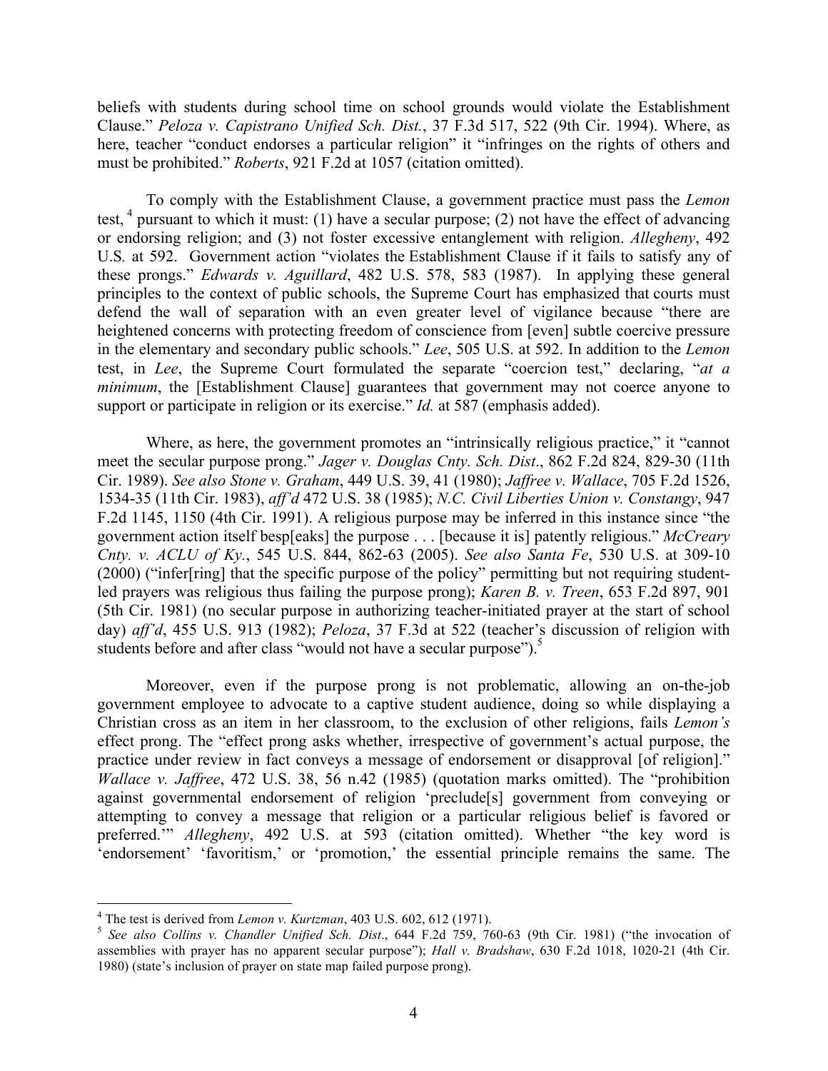beliefs with students during school time on school grounds would violate the Establishment Clause." *Peloza v. Capistrano Unified Sch. Dist.*, 37 F.3d 517, 522 (9th Cir. 1994). Where, as here, teacher "conduct endorses a particular religion" it "infringes on the rights of others and must be prohibited." *Roberts*, 921 F.2d at 1057 (citation omitted).

To comply with the Establishment Clause, a government practice must pass the *Lemon* test, [4] pursuant to which it must: (1) have a secular purpose; (2) not have the effect of advancing or endorsing religion; and (3) not foster excessive entanglement with religion. *Allegheny*, 492 U.S. at 592. Government action "violates the Establishment Clause if it fails to satisfy any of these prongs." *Edwards v. Aguillard*, 482 U.S. 578, 583 (1987). In applying these general principles to the context of public schools, the Supreme Court has emphasized that courts must defend the wall of separation with an even greater level of vigilance because "there are heightened concerns with protecting freedom of conscience from [even] subtle coercive pressure in the elementary and secondary public schools." *Lee*, 505 U.S. at 592. In addition to the *Lemon* test, in *Lee*, the Supreme Court formulated the separate "coercion test," declaring, "*at a minimum*, the [Establishment Clause] guarantees that government may not coerce anyone to support or participate in religion or its exercise." *Id.* at 587 (emphasis added).

Where, as here, the government promotes an "intrinsically religious practice," it "cannot meet the secular purpose prong." *Jager v. Douglas Cnty. Sch. Dist*., 862 F.2d 824, 829-30 (11th Cir. 1989). *See also Stone v. Graham*, 449 U.S. 39, 41 (1980); *Jaffree v. Wallace*, 705 F.2d 1526, 1534-35 (11th Cir. 1983), *aff'd* 472 U.S. 38 (1985); *N.C. Civil Liberties Union v. Constangy*, 947 F.2d 1145, 1150 (4th Cir. 1991). A religious purpose may be inferred in this instance since "the government action itself besp[eaks] the purpose . . . [because it is] patently religious." *McCreary Cnty. v. ACLU of Ky.*, 545 U.S. 844, 862-63 (2005). *See also Santa Fe*, 530 U.S. at 309-10 (2000) ("infer[ring] that the specific purpose of the policy" permitting but not requiring student-led prayers was religious thus failing the purpose prong); *Karen B. v. Treen*, 653 F.2d 897, 901 (5th Cir. 1981) (no secular purpose in authorizing teacher-initiated prayer at the start of school day) *aff'd*, 455 U.S. 913 (1982); *Peloza*, 37 F.3d at 522 (teacher's discussion of religion with students before and after class "would not have a secular purpose").[5]

Moreover, even if the purpose prong is not problematic, allowing an on-the-job government employee to advocate to a captive student audience, doing so while displaying a Christian cross as an item in her classroom, to the exclusion of other religions, fails *Lemon's* effect prong. The "effect prong asks whether, irrespective of government's actual purpose, the practice under review in fact conveys a message of endorsement or disapproval [of religion]." *Wallace v. Jaffree*, 472 U.S. 38, 56 n.42 (1985) (quotation marks omitted). The "prohibition against governmental endorsement of religion 'preclude[s] government from conveying or attempting to convey a message that religion or a particular religious belief is favored or preferred.'" *Allegheny*, 492 U.S. at 593 (citation omitted). Whether "the key word is 'endorsement' 'favoritism,' or 'promotion,' the essential principle remains the same. The

---

[4] The test is derived from *Lemon v. Kurtzman*, 403 U.S. 602, 612 (1971).

[5] *See also Collins v. Chandler Unified Sch. Dist*., 644 F.2d 759, 760-63 (9th Cir. 1981) ("the invocation of assemblies with prayer has no apparent secular purpose"); *Hall v. Bradshaw*, 630 F.2d 1018, 1020-21 (4th Cir. 1980) (state's inclusion of prayer on state map failed purpose prong).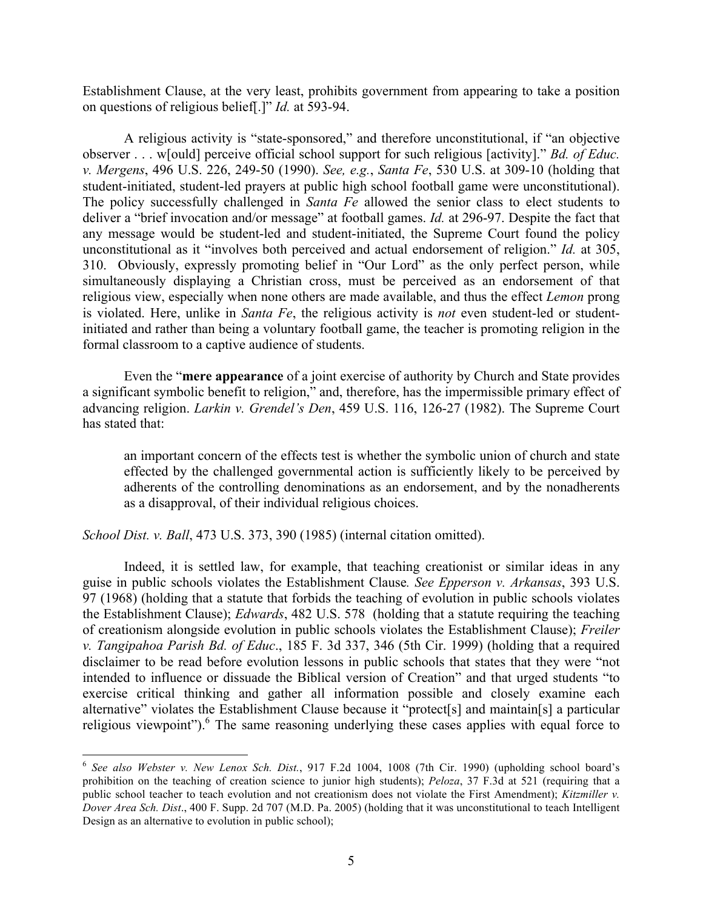Establishment Clause, at the very least, prohibits government from appearing to take a position on questions of religious belief[.]" *Id.* at 593-94.

A religious activity is "state-sponsored," and therefore unconstitutional, if "an objective observer . . . w[ould] perceive official school support for such religious [activity]." *Bd. of Educ. v. Mergens*, 496 U.S. 226, 249-50 (1990). *See, e.g.*, *Santa Fe*, 530 U.S. at 309-10 (holding that student-initiated, student-led prayers at public high school football game were unconstitutional). The policy successfully challenged in *Santa Fe* allowed the senior class to elect students to deliver a "brief invocation and/or message" at football games. *Id.* at 296-97. Despite the fact that any message would be student-led and student-initiated, the Supreme Court found the policy unconstitutional as it "involves both perceived and actual endorsement of religion." *Id.* at 305, 310. Obviously, expressly promoting belief in "Our Lord" as the only perfect person, while simultaneously displaying a Christian cross, must be perceived as an endorsement of that religious view, especially when none others are made available, and thus the effect *Lemon* prong is violated. Here, unlike in *Santa Fe*, the religious activity is *not* even student-led or student-initiated and rather than being a voluntary football game, the teacher is promoting religion in the formal classroom to a captive audience of students.

Even the "**mere appearance** of a joint exercise of authority by Church and State provides a significant symbolic benefit to religion," and, therefore, has the impermissible primary effect of advancing religion. *Larkin v. Grendel's Den*, 459 U.S. 116, 126-27 (1982). The Supreme Court has stated that:

> an important concern of the effects test is whether the symbolic union of church and state effected by the challenged governmental action is sufficiently likely to be perceived by adherents of the controlling denominations as an endorsement, and by the nonadherents as a disapproval, of their individual religious choices.

*School Dist. v. Ball*, 473 U.S. 373, 390 (1985) (internal citation omitted).

Indeed, it is settled law, for example, that teaching creationist or similar ideas in any guise in public schools violates the Establishment Clause*.* *See Epperson v. Arkansas*, 393 U.S. 97 (1968) (holding that a statute that forbids the teaching of evolution in public schools violates the Establishment Clause); *Edwards*, 482 U.S. 578 (holding that a statute requiring the teaching of creationism alongside evolution in public schools violates the Establishment Clause); *Freiler v. Tangipahoa Parish Bd. of Educ*., 185 F. 3d 337, 346 (5th Cir. 1999) (holding that a required disclaimer to be read before evolution lessons in public schools that states that they were "not intended to influence or dissuade the Biblical version of Creation" and that urged students "to exercise critical thinking and gather all information possible and closely examine each alternative" violates the Establishment Clause because it "protect[s] and maintain[s] a particular religious viewpoint").[6] The same reasoning underlying these cases applies with equal force to

---

[6] *See also Webster v. New Lenox Sch. Dist.*, 917 F.2d 1004, 1008 (7th Cir. 1990) (upholding school board's prohibition on the teaching of creation science to junior high students); *Peloza*, 37 F.3d at 521 (requiring that a public school teacher to teach evolution and not creationism does not violate the First Amendment); *Kitzmiller v. Dover Area Sch. Dist*., 400 F. Supp. 2d 707 (M.D. Pa. 2005) (holding that it was unconstitutional to teach Intelligent Design as an alternative to evolution in public school);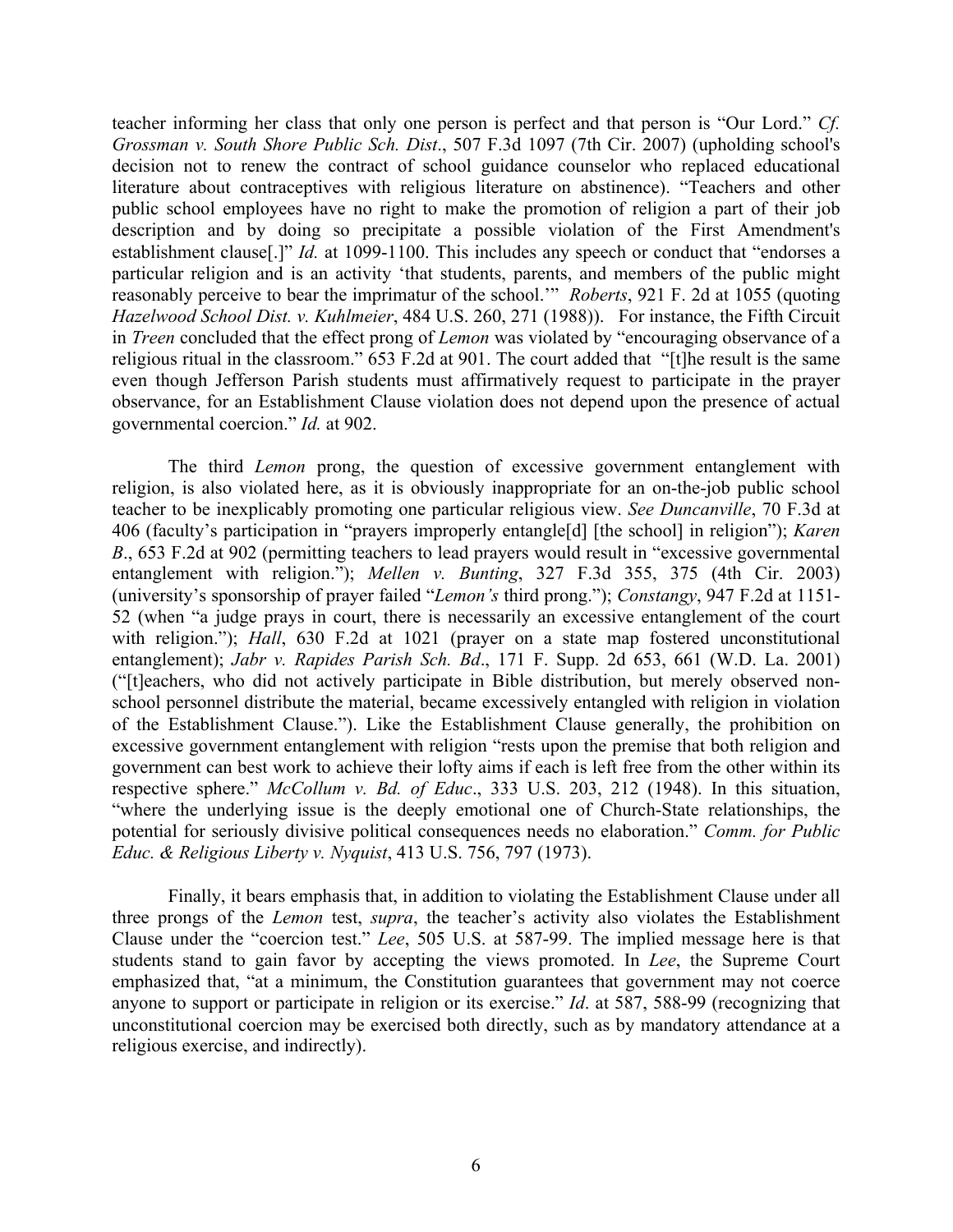teacher informing her class that only one person is perfect and that person is "Our Lord." *Cf. Grossman v. South Shore Public Sch. Dist*., 507 F.3d 1097 (7th Cir. 2007) (upholding school's decision not to renew the contract of school guidance counselor who replaced educational literature about contraceptives with religious literature on abstinence). "Teachers and other public school employees have no right to make the promotion of religion a part of their job description and by doing so precipitate a possible violation of the First Amendment's establishment clause[.]" *Id.* at 1099-1100. This includes any speech or conduct that "endorses a particular religion and is an activity 'that students, parents, and members of the public might reasonably perceive to bear the imprimatur of the school.'" *Roberts*, 921 F. 2d at 1055 (quoting *Hazelwood School Dist. v. Kuhlmeier*, 484 U.S. 260, 271 (1988)). For instance, the Fifth Circuit in *Treen* concluded that the effect prong of *Lemon* was violated by "encouraging observance of a religious ritual in the classroom." 653 F.2d at 901. The court added that "[t]he result is the same even though Jefferson Parish students must affirmatively request to participate in the prayer observance, for an Establishment Clause violation does not depend upon the presence of actual governmental coercion." *Id.* at 902.

The third *Lemon* prong, the question of excessive government entanglement with religion, is also violated here, as it is obviously inappropriate for an on-the-job public school teacher to be inexplicably promoting one particular religious view. *See Duncanville*, 70 F.3d at 406 (faculty's participation in "prayers improperly entangle[d] [the school] in religion"); *Karen B*., 653 F.2d at 902 (permitting teachers to lead prayers would result in "excessive governmental entanglement with religion."); *Mellen v. Bunting*, 327 F.3d 355, 375 (4th Cir. 2003) (university's sponsorship of prayer failed "*Lemon's* third prong."); *Constangy*, 947 F.2d at 1151-52 (when "a judge prays in court, there is necessarily an excessive entanglement of the court with religion."); *Hall*, 630 F.2d at 1021 (prayer on a state map fostered unconstitutional entanglement); *Jabr v. Rapides Parish Sch. Bd*., 171 F. Supp. 2d 653, 661 (W.D. La. 2001) ("[t]eachers, who did not actively participate in Bible distribution, but merely observed non-school personnel distribute the material, became excessively entangled with religion in violation of the Establishment Clause."). Like the Establishment Clause generally, the prohibition on excessive government entanglement with religion "rests upon the premise that both religion and government can best work to achieve their lofty aims if each is left free from the other within its respective sphere." *McCollum v. Bd. of Educ*., 333 U.S. 203, 212 (1948). In this situation, "where the underlying issue is the deeply emotional one of Church-State relationships, the potential for seriously divisive political consequences needs no elaboration." *Comm. for Public Educ. & Religious Liberty v. Nyquist*, 413 U.S. 756, 797 (1973).

Finally, it bears emphasis that, in addition to violating the Establishment Clause under all three prongs of the *Lemon* test, *supra*, the teacher's activity also violates the Establishment Clause under the "coercion test." *Lee*, 505 U.S. at 587-99. The implied message here is that students stand to gain favor by accepting the views promoted. In *Lee*, the Supreme Court emphasized that, "at a minimum, the Constitution guarantees that government may not coerce anyone to support or participate in religion or its exercise." *Id*. at 587, 588-99 (recognizing that unconstitutional coercion may be exercised both directly, such as by mandatory attendance at a religious exercise, and indirectly).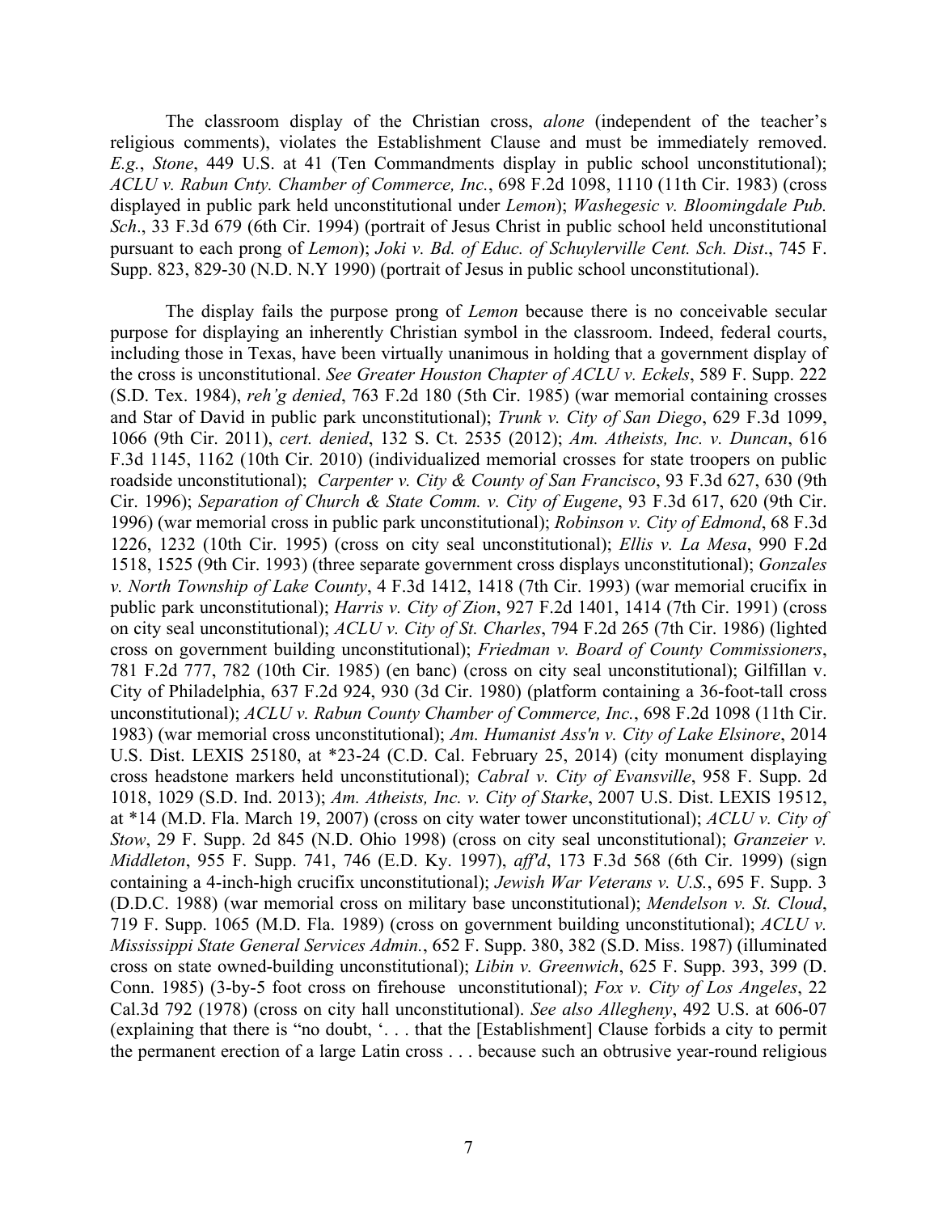The classroom display of the Christian cross, *alone* (independent of the teacher's religious comments), violates the Establishment Clause and must be immediately removed. *E.g.*, *Stone*, 449 U.S. at 41 (Ten Commandments display in public school unconstitutional); *ACLU v. Rabun Cnty. Chamber of Commerce, Inc.*, 698 F.2d 1098, 1110 (11th Cir. 1983) (cross displayed in public park held unconstitutional under *Lemon*); *Washegesic v. Bloomingdale Pub. Sch*., 33 F.3d 679 (6th Cir. 1994) (portrait of Jesus Christ in public school held unconstitutional pursuant to each prong of *Lemon*); *Joki v. Bd. of Educ. of Schuylerville Cent. Sch. Dist*., 745 F. Supp. 823, 829-30 (N.D. N.Y 1990) (portrait of Jesus in public school unconstitutional).

The display fails the purpose prong of *Lemon* because there is no conceivable secular purpose for displaying an inherently Christian symbol in the classroom. Indeed, federal courts, including those in Texas, have been virtually unanimous in holding that a government display of the cross is unconstitutional. *See Greater Houston Chapter of ACLU v. Eckels*, 589 F. Supp. 222 (S.D. Tex. 1984), *reh'g denied*, 763 F.2d 180 (5th Cir. 1985) (war memorial containing crosses and Star of David in public park unconstitutional); *Trunk v. City of San Diego*, 629 F.3d 1099, 1066 (9th Cir. 2011), *cert. denied*, 132 S. Ct. 2535 (2012); *Am. Atheists, Inc. v. Duncan*, 616 F.3d 1145, 1162 (10th Cir. 2010) (individualized memorial crosses for state troopers on public roadside unconstitutional); *Carpenter v. City & County of San Francisco*, 93 F.3d 627, 630 (9th Cir. 1996); *Separation of Church & State Comm. v. City of Eugene*, 93 F.3d 617, 620 (9th Cir. 1996) (war memorial cross in public park unconstitutional); *Robinson v. City of Edmond*, 68 F.3d 1226, 1232 (10th Cir. 1995) (cross on city seal unconstitutional); *Ellis v. La Mesa*, 990 F.2d 1518, 1525 (9th Cir. 1993) (three separate government cross displays unconstitutional); *Gonzales v. North Township of Lake County*, 4 F.3d 1412, 1418 (7th Cir. 1993) (war memorial crucifix in public park unconstitutional); *Harris v. City of Zion*, 927 F.2d 1401, 1414 (7th Cir. 1991) (cross on city seal unconstitutional); *ACLU v. City of St. Charles*, 794 F.2d 265 (7th Cir. 1986) (lighted cross on government building unconstitutional); *Friedman v. Board of County Commissioners*, 781 F.2d 777, 782 (10th Cir. 1985) (en banc) (cross on city seal unconstitutional); Gilfillan v. City of Philadelphia, 637 F.2d 924, 930 (3d Cir. 1980) (platform containing a 36-foot-tall cross unconstitutional); *ACLU v. Rabun County Chamber of Commerce, Inc.*, 698 F.2d 1098 (11th Cir. 1983) (war memorial cross unconstitutional); *Am. Humanist Ass'n v. City of Lake Elsinore*, 2014 U.S. Dist. LEXIS 25180, at *23-24 (C.D. Cal. February 25, 2014) (city monument displaying cross headstone markers held unconstitutional); *Cabral v. City of Evansville*, 958 F. Supp. 2d 1018, 1029 (S.D. Ind. 2013); *Am. Atheists, Inc. v. City of Starke*, 2007 U.S. Dist. LEXIS 19512, at *14 (M.D. Fla. March 19, 2007) (cross on city water tower unconstitutional); *ACLU v. City of Stow*, 29 F. Supp. 2d 845 (N.D. Ohio 1998) (cross on city seal unconstitutional); *Granzeier v. Middleton*, 955 F. Supp. 741, 746 (E.D. Ky. 1997), *aff'd*, 173 F.3d 568 (6th Cir. 1999) (sign containing a 4-inch-high crucifix unconstitutional); *Jewish War Veterans v. U.S.*, 695 F. Supp. 3 (D.D.C. 1988) (war memorial cross on military base unconstitutional); *Mendelson v. St. Cloud*, 719 F. Supp. 1065 (M.D. Fla. 1989) (cross on government building unconstitutional); *ACLU v. Mississippi State General Services Admin.*, 652 F. Supp. 380, 382 (S.D. Miss. 1987) (illuminated cross on state owned-building unconstitutional); *Libin v. Greenwich*, 625 F. Supp. 393, 399 (D. Conn. 1985) (3-by-5 foot cross on firehouse unconstitutional); *Fox v. City of Los Angeles*, 22 Cal.3d 792 (1978) (cross on city hall unconstitutional). *See also Allegheny*, 492 U.S. at 606-07 (explaining that there is "no doubt, '. . . that the [Establishment] Clause forbids a city to permit the permanent erection of a large Latin cross . . . because such an obtrusive year-round religious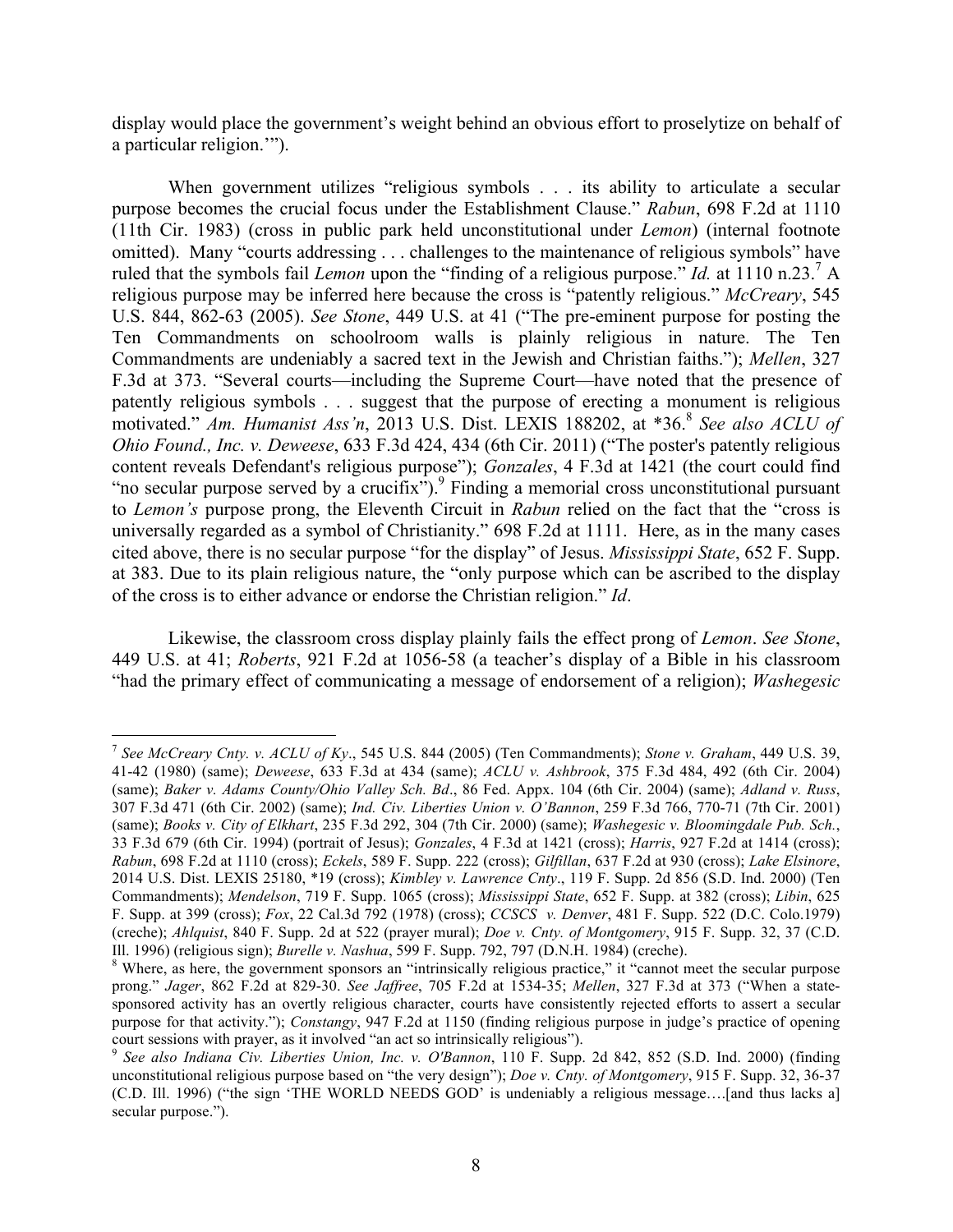display would place the government's weight behind an obvious effort to proselytize on behalf of a particular religion.'").

When government utilizes "religious symbols . . . its ability to articulate a secular purpose becomes the crucial focus under the Establishment Clause." *Rabun*, 698 F.2d at 1110 (11th Cir. 1983) (cross in public park held unconstitutional under *Lemon*) (internal footnote omitted). Many "courts addressing . . . challenges to the maintenance of religious symbols" have ruled that the symbols fail *Lemon* upon the "finding of a religious purpose." *Id.* at 1110 n.23.[7] A religious purpose may be inferred here because the cross is "patently religious." *McCreary*, 545 U.S. 844, 862-63 (2005). *See Stone*, 449 U.S. at 41 ("The pre-eminent purpose for posting the Ten Commandments on schoolroom walls is plainly religious in nature. The Ten Commandments are undeniably a sacred text in the Jewish and Christian faiths."); *Mellen*, 327 F.3d at 373. "Several courts—including the Supreme Court—have noted that the presence of patently religious symbols . . . suggest that the purpose of erecting a monument is religious motivated." *Am. Humanist Ass'n*, 2013 U.S. Dist. LEXIS 188202, at *36.[8] *See also ACLU of Ohio Found., Inc. v. Deweese*, 633 F.3d 424, 434 (6th Cir. 2011) ("The poster's patently religious content reveals Defendant's religious purpose"); *Gonzales*, 4 F.3d at 1421 (the court could find "no secular purpose served by a crucifix").[9] Finding a memorial cross unconstitutional pursuant to *Lemon's* purpose prong, the Eleventh Circuit in *Rabun* relied on the fact that the "cross is universally regarded as a symbol of Christianity." 698 F.2d at 1111. Here, as in the many cases cited above, there is no secular purpose "for the display" of Jesus. *Mississippi State*, 652 F. Supp. at 383. Due to its plain religious nature, the "only purpose which can be ascribed to the display of the cross is to either advance or endorse the Christian religion." *Id*.

Likewise, the classroom cross display plainly fails the effect prong of *Lemon*. *See Stone*, 449 U.S. at 41; *Roberts*, 921 F.2d at 1056-58 (a teacher's display of a Bible in his classroom "had the primary effect of communicating a message of endorsement of a religion); *Washegesic*

---

[7] *See McCreary Cnty. v. ACLU of Ky*., 545 U.S. 844 (2005) (Ten Commandments); *Stone v. Graham*, 449 U.S. 39, 41-42 (1980) (same); *Deweese*, 633 F.3d at 434 (same); *ACLU v. Ashbrook*, 375 F.3d 484, 492 (6th Cir. 2004) (same); *Baker v. Adams County/Ohio Valley Sch. Bd*., 86 Fed. Appx. 104 (6th Cir. 2004) (same); *Adland v. Russ*, 307 F.3d 471 (6th Cir. 2002) (same); *Ind. Civ. Liberties Union v. O'Bannon*, 259 F.3d 766, 770-71 (7th Cir. 2001) (same); *Books v. City of Elkhart*, 235 F.3d 292, 304 (7th Cir. 2000) (same); *Washegesic v. Bloomingdale Pub. Sch.*, 33 F.3d 679 (6th Cir. 1994) (portrait of Jesus); *Gonzales*, 4 F.3d at 1421 (cross); *Harris*, 927 F.2d at 1414 (cross); *Rabun*, 698 F.2d at 1110 (cross); *Eckels*, 589 F. Supp. 222 (cross); *Gilfillan*, 637 F.2d at 930 (cross); *Lake Elsinore*, 2014 U.S. Dist. LEXIS 25180, *19 (cross); *Kimbley v. Lawrence Cnty*., 119 F. Supp. 2d 856 (S.D. Ind. 2000) (Ten Commandments); *Mendelson*, 719 F. Supp. 1065 (cross); *Mississippi State*, 652 F. Supp. at 382 (cross); *Libin*, 625 F. Supp. at 399 (cross); *Fox*, 22 Cal.3d 792 (1978) (cross); *CCSCS v. Denver*, 481 F. Supp. 522 (D.C. Colo.1979) (creche); *Ahlquist*, 840 F. Supp. 2d at 522 (prayer mural); *Doe v. Cnty. of Montgomery*, 915 F. Supp. 32, 37 (C.D. Ill. 1996) (religious sign); *Burelle v. Nashua*, 599 F. Supp. 792, 797 (D.N.H. 1984) (creche).

[8] Where, as here, the government sponsors an "intrinsically religious practice," it "cannot meet the secular purpose prong." *Jager*, 862 F.2d at 829-30. *See Jaffree*, 705 F.2d at 1534-35; *Mellen*, 327 F.3d at 373 ("When a state-sponsored activity has an overtly religious character, courts have consistently rejected efforts to assert a secular purpose for that activity."); *Constangy*, 947 F.2d at 1150 (finding religious purpose in judge's practice of opening court sessions with prayer, as it involved "an act so intrinsically religious").

[9] *See also Indiana Civ. Liberties Union, Inc. v. O'Bannon*, 110 F. Supp. 2d 842, 852 (S.D. Ind. 2000) (finding unconstitutional religious purpose based on "the very design"); *Doe v. Cnty. of Montgomery*, 915 F. Supp. 32, 36-37 (C.D. Ill. 1996) ("the sign 'THE WORLD NEEDS GOD' is undeniably a religious message….[and thus lacks a] secular purpose.").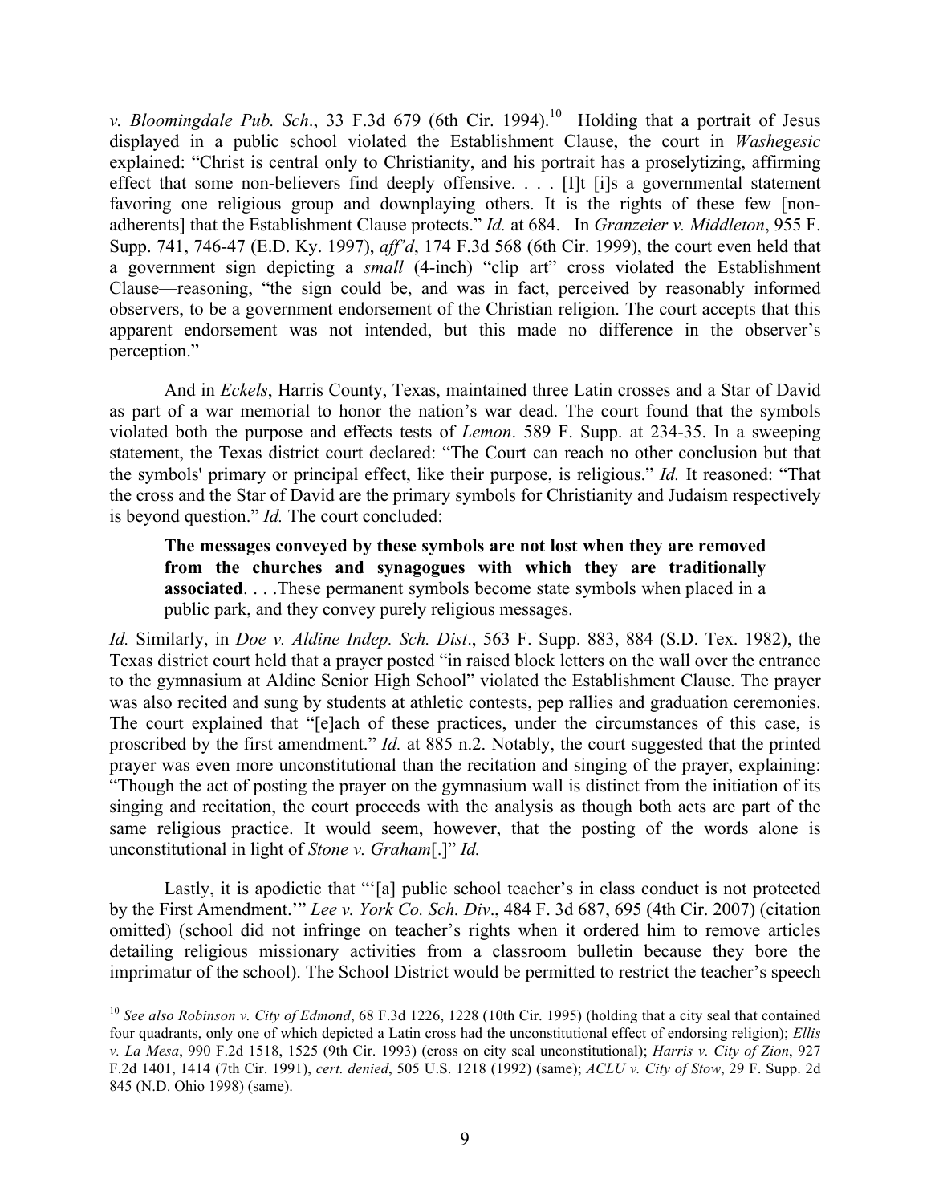*v. Bloomingdale Pub. Sch*., 33 F.3d 679 (6th Cir. 1994).[10] Holding that a portrait of Jesus displayed in a public school violated the Establishment Clause, the court in *Washegesic* explained: "Christ is central only to Christianity, and his portrait has a proselytizing, affirming effect that some non-believers find deeply offensive. . . . [I]t [i]s a governmental statement favoring one religious group and downplaying others. It is the rights of these few [non-adherents] that the Establishment Clause protects." *Id.* at 684. In *Granzeier v. Middleton*, 955 F. Supp. 741, 746-47 (E.D. Ky. 1997), *aff'd*, 174 F.3d 568 (6th Cir. 1999), the court even held that a government sign depicting a *small* (4-inch) "clip art" cross violated the Establishment Clause—reasoning, "the sign could be, and was in fact, perceived by reasonably informed observers, to be a government endorsement of the Christian religion. The court accepts that this apparent endorsement was not intended, but this made no difference in the observer's perception."

And in *Eckels*, Harris County, Texas, maintained three Latin crosses and a Star of David as part of a war memorial to honor the nation's war dead. The court found that the symbols violated both the purpose and effects tests of *Lemon*. 589 F. Supp. at 234-35. In a sweeping statement, the Texas district court declared: "The Court can reach no other conclusion but that the symbols' primary or principal effect, like their purpose, is religious." *Id.* It reasoned: "That the cross and the Star of David are the primary symbols for Christianity and Judaism respectively is beyond question." *Id.* The court concluded:

> **The messages conveyed by these symbols are not lost when they are removed from the churches and synagogues with which they are traditionally associated**. . . .These permanent symbols become state symbols when placed in a public park, and they convey purely religious messages.

*Id.* Similarly, in *Doe v. Aldine Indep. Sch. Dist*., 563 F. Supp. 883, 884 (S.D. Tex. 1982), the Texas district court held that a prayer posted "in raised block letters on the wall over the entrance to the gymnasium at Aldine Senior High School" violated the Establishment Clause. The prayer was also recited and sung by students at athletic contests, pep rallies and graduation ceremonies. The court explained that "[e]ach of these practices, under the circumstances of this case, is proscribed by the first amendment." *Id.* at 885 n.2. Notably, the court suggested that the printed prayer was even more unconstitutional than the recitation and singing of the prayer, explaining: "Though the act of posting the prayer on the gymnasium wall is distinct from the initiation of its singing and recitation, the court proceeds with the analysis as though both acts are part of the same religious practice. It would seem, however, that the posting of the words alone is unconstitutional in light of *Stone v. Graham*[.]" *Id.*

Lastly, it is apodictic that "'[a] public school teacher's in class conduct is not protected by the First Amendment.'" *Lee v. York Co. Sch. Div*., 484 F. 3d 687, 695 (4th Cir. 2007) (citation omitted) (school did not infringe on teacher's rights when it ordered him to remove articles detailing religious missionary activities from a classroom bulletin because they bore the imprimatur of the school). The School District would be permitted to restrict the teacher's speech

---

[10] *See also Robinson v. City of Edmond*, 68 F.3d 1226, 1228 (10th Cir. 1995) (holding that a city seal that contained four quadrants, only one of which depicted a Latin cross had the unconstitutional effect of endorsing religion); *Ellis v. La Mesa*, 990 F.2d 1518, 1525 (9th Cir. 1993) (cross on city seal unconstitutional); *Harris v. City of Zion*, 927 F.2d 1401, 1414 (7th Cir. 1991), *cert. denied*, 505 U.S. 1218 (1992) (same); *ACLU v. City of Stow*, 29 F. Supp. 2d 845 (N.D. Ohio 1998) (same).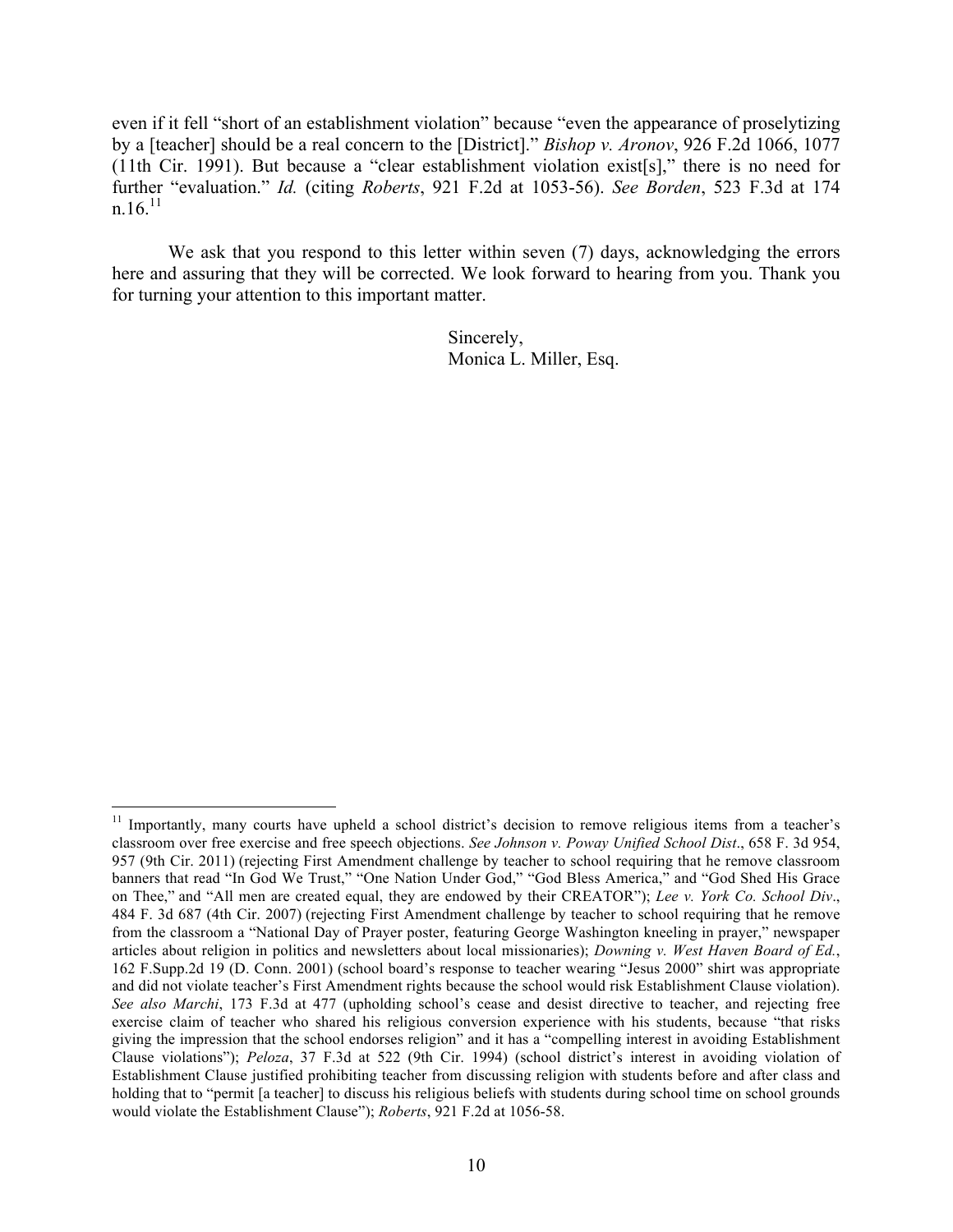even if it fell "short of an establishment violation" because "even the appearance of proselytizing by a [teacher] should be a real concern to the [District]." *Bishop v. Aronov*, 926 F.2d 1066, 1077 (11th Cir. 1991). But because a "clear establishment violation exist[s]," there is no need for further "evaluation." *Id.* (citing *Roberts*, 921 F.2d at 1053-56). *See Borden*, 523 F.3d at 174 n.16.[11]

We ask that you respond to this letter within seven (7) days, acknowledging the errors here and assuring that they will be corrected. We look forward to hearing from you. Thank you for turning your attention to this important matter.

Sincerely,
Monica L. Miller, Esq.

---

[11] Importantly, many courts have upheld a school district's decision to remove religious items from a teacher's classroom over free exercise and free speech objections. *See Johnson v. Poway Unified School Dist*., 658 F. 3d 954, 957 (9th Cir. 2011) (rejecting First Amendment challenge by teacher to school requiring that he remove classroom banners that read "In God We Trust," "One Nation Under God," "God Bless America," and "God Shed His Grace on Thee," and "All men are created equal, they are endowed by their CREATOR"); *Lee v. York Co. School Div*., 484 F. 3d 687 (4th Cir. 2007) (rejecting First Amendment challenge by teacher to school requiring that he remove from the classroom a "National Day of Prayer poster, featuring George Washington kneeling in prayer," newspaper articles about religion in politics and newsletters about local missionaries); *Downing v. West Haven Board of Ed.*, 162 F.Supp.2d 19 (D. Conn. 2001) (school board's response to teacher wearing "Jesus 2000" shirt was appropriate and did not violate teacher's First Amendment rights because the school would risk Establishment Clause violation). *See also Marchi*, 173 F.3d at 477 (upholding school's cease and desist directive to teacher, and rejecting free exercise claim of teacher who shared his religious conversion experience with his students, because "that risks giving the impression that the school endorses religion" and it has a "compelling interest in avoiding Establishment Clause violations"); *Peloza*, 37 F.3d at 522 (9th Cir. 1994) (school district's interest in avoiding violation of Establishment Clause justified prohibiting teacher from discussing religion with students before and after class and holding that to "permit [a teacher] to discuss his religious beliefs with students during school time on school grounds would violate the Establishment Clause"); *Roberts*, 921 F.2d at 1056-58.